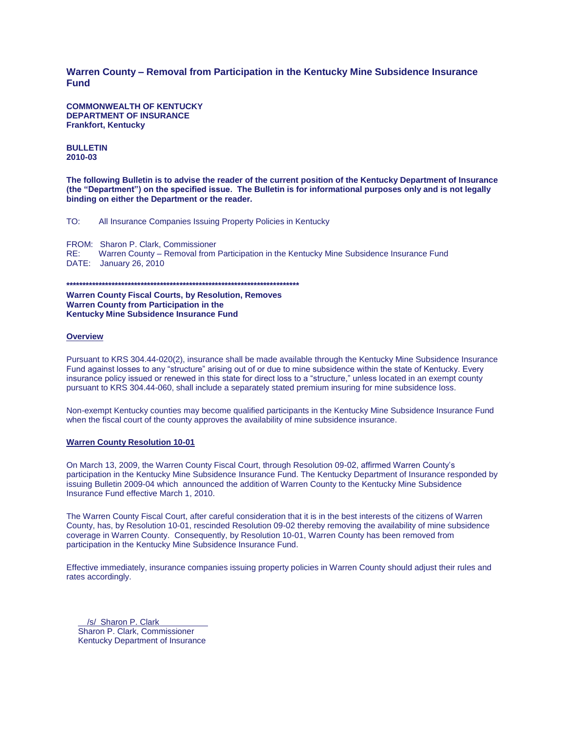# Warren County – Removal from Participation in the Kentucky Mine Subsidence Insurance Fund

**COMMONWEALTH OF KENTUCKY**
**DEPARTMENT OF INSURANCE**
**Frankfort, Kentucky**

**BULLETIN**
**2010-03**

**The following Bulletin is to advise the reader of the current position of the Kentucky Department of Insurance (the "Department") on the specified issue. The Bulletin is for informational purposes only and is not legally binding on either the Department or the reader.**

TO: All Insurance Companies Issuing Property Policies in Kentucky

FROM: Sharon P. Clark, Commissioner
RE: Warren County – Removal from Participation in the Kentucky Mine Subsidence Insurance Fund
DATE: January 26, 2010

**************************************************************************

**Warren County Fiscal Courts, by Resolution, Removes Warren County from Participation in the Kentucky Mine Subsidence Insurance Fund**

## Overview

Pursuant to KRS 304.44-020(2), insurance shall be made available through the Kentucky Mine Subsidence Insurance Fund against losses to any "structure" arising out of or due to mine subsidence within the state of Kentucky. Every insurance policy issued or renewed in this state for direct loss to a "structure," unless located in an exempt county pursuant to KRS 304.44-060, shall include a separately stated premium insuring for mine subsidence loss.

Non-exempt Kentucky counties may become qualified participants in the Kentucky Mine Subsidence Insurance Fund when the fiscal court of the county approves the availability of mine subsidence insurance.

## Warren County Resolution 10-01

On March 13, 2009, the Warren County Fiscal Court, through Resolution 09-02, affirmed Warren County's participation in the Kentucky Mine Subsidence Insurance Fund. The Kentucky Department of Insurance responded by issuing Bulletin 2009-04 which announced the addition of Warren County to the Kentucky Mine Subsidence Insurance Fund effective March 1, 2010.

The Warren County Fiscal Court, after careful consideration that it is in the best interests of the citizens of Warren County, has, by Resolution 10-01, rescinded Resolution 09-02 thereby removing the availability of mine subsidence coverage in Warren County. Consequently, by Resolution 10-01, Warren County has been removed from participation in the Kentucky Mine Subsidence Insurance Fund.

Effective immediately, insurance companies issuing property policies in Warren County should adjust their rules and rates accordingly.

/s/ Sharon P. Clark
Sharon P. Clark, Commissioner
Kentucky Department of Insurance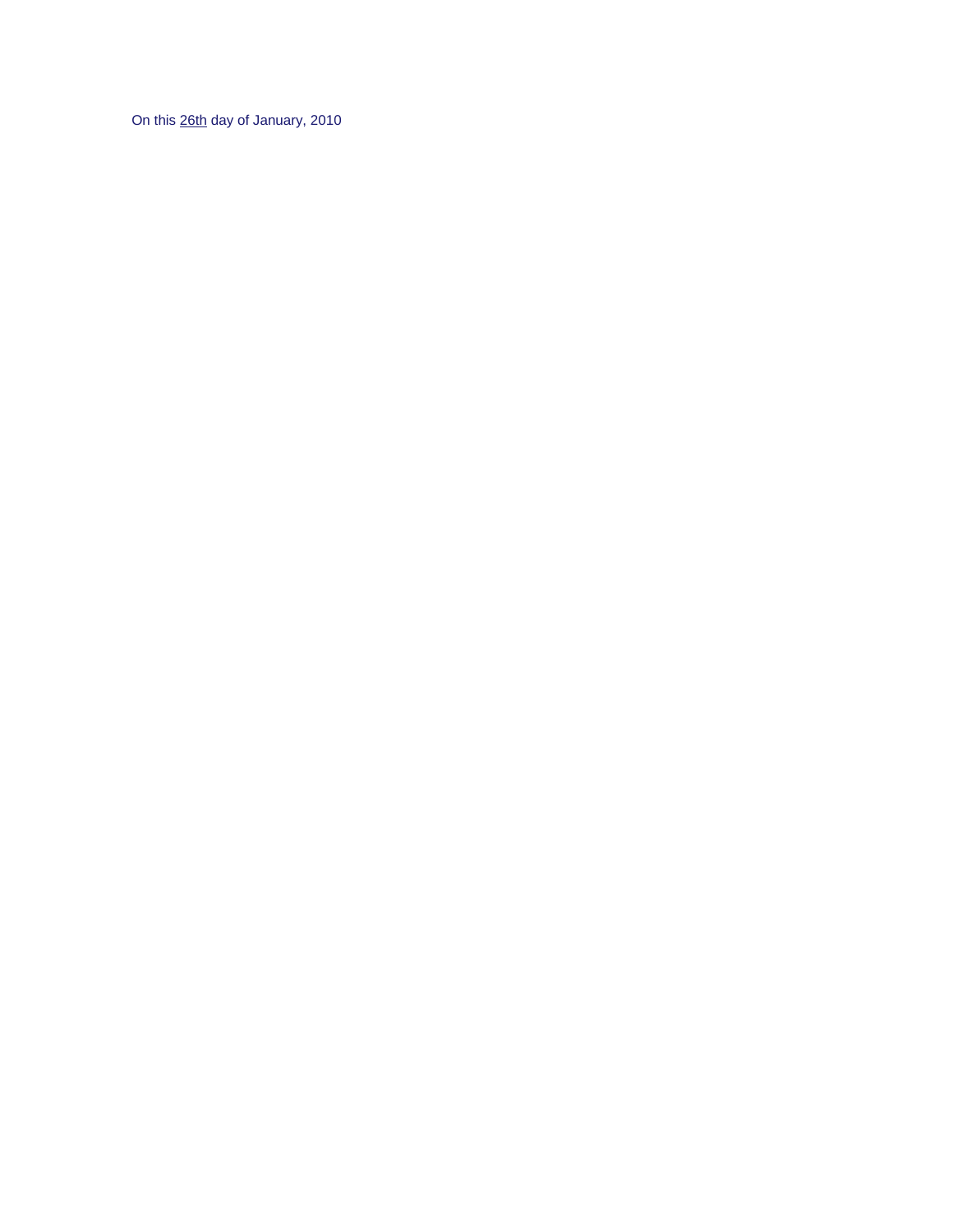On this <u>26th</u> day of January, 2010